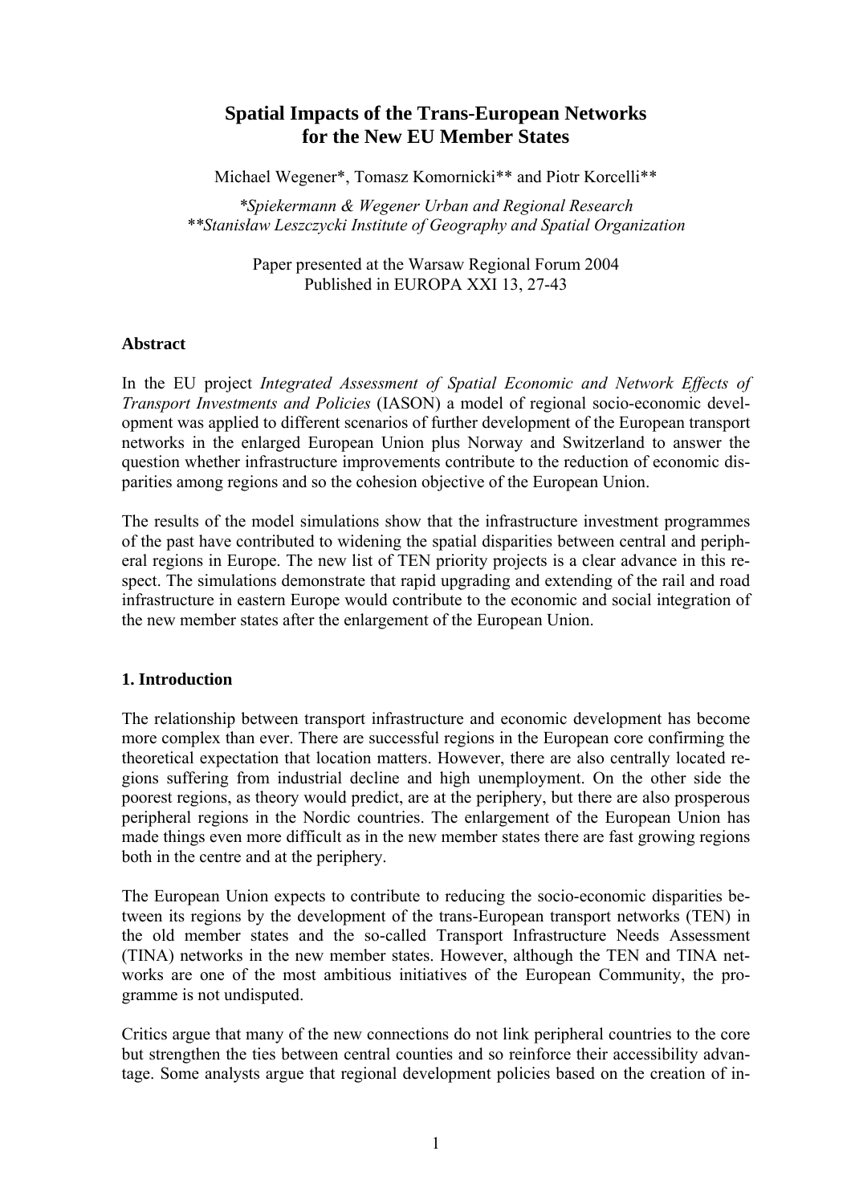# Spatial Impacts of the Trans-European Networks for the New EU Member States

Michael Wegener*, Tomasz Komornicki** and Piotr Korcelli**

*\*Spiekermann & Wegener Urban and Regional Research*
*\*\*Stanisław Leszczycki Institute of Geography and Spatial Organization*

Paper presented at the Warsaw Regional Forum 2004
Published in EUROPA XXI 13, 27-43

## Abstract

In the EU project *Integrated Assessment of Spatial Economic and Network Effects of Transport Investments and Policies* (IASON) a model of regional socio-economic development was applied to different scenarios of further development of the European transport networks in the enlarged European Union plus Norway and Switzerland to answer the question whether infrastructure improvements contribute to the reduction of economic disparities among regions and so the cohesion objective of the European Union.

The results of the model simulations show that the infrastructure investment programmes of the past have contributed to widening the spatial disparities between central and peripheral regions in Europe. The new list of TEN priority projects is a clear advance in this respect. The simulations demonstrate that rapid upgrading and extending of the rail and road infrastructure in eastern Europe would contribute to the economic and social integration of the new member states after the enlargement of the European Union.

## 1. Introduction

The relationship between transport infrastructure and economic development has become more complex than ever. There are successful regions in the European core confirming the theoretical expectation that location matters. However, there are also centrally located regions suffering from industrial decline and high unemployment. On the other side the poorest regions, as theory would predict, are at the periphery, but there are also prosperous peripheral regions in the Nordic countries. The enlargement of the European Union has made things even more difficult as in the new member states there are fast growing regions both in the centre and at the periphery.

The European Union expects to contribute to reducing the socio-economic disparities between its regions by the development of the trans-European transport networks (TEN) in the old member states and the so-called Transport Infrastructure Needs Assessment (TINA) networks in the new member states. However, although the TEN and TINA networks are one of the most ambitious initiatives of the European Community, the programme is not undisputed.

Critics argue that many of the new connections do not link peripheral countries to the core but strengthen the ties between central counties and so reinforce their accessibility advantage. Some analysts argue that regional development policies based on the creation of in-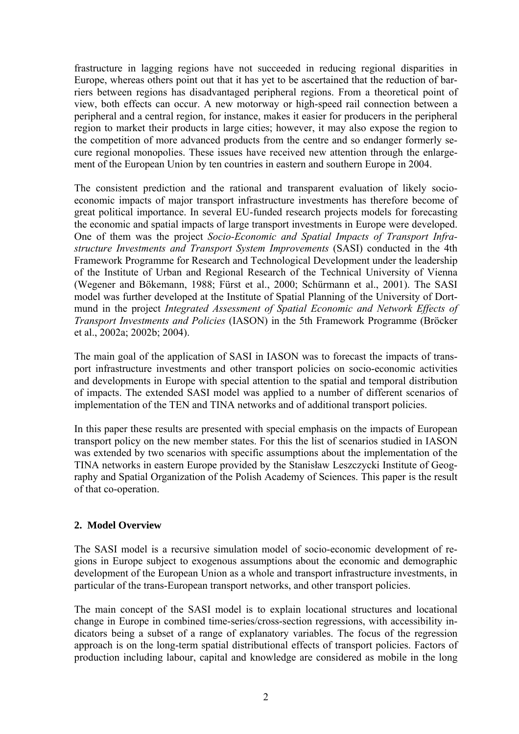frastructure in lagging regions have not succeeded in reducing regional disparities in Europe, whereas others point out that it has yet to be ascertained that the reduction of barriers between regions has disadvantaged peripheral regions. From a theoretical point of view, both effects can occur. A new motorway or high-speed rail connection between a peripheral and a central region, for instance, makes it easier for producers in the peripheral region to market their products in large cities; however, it may also expose the region to the competition of more advanced products from the centre and so endanger formerly secure regional monopolies. These issues have received new attention through the enlargement of the European Union by ten countries in eastern and southern Europe in 2004.

The consistent prediction and the rational and transparent evaluation of likely socio-economic impacts of major transport infrastructure investments has therefore become of great political importance. In several EU-funded research projects models for forecasting the economic and spatial impacts of large transport investments in Europe were developed. One of them was the project *Socio-Economic and Spatial Impacts of Transport Infrastructure Investments and Transport System Improvements* (SASI) conducted in the 4th Framework Programme for Research and Technological Development under the leadership of the Institute of Urban and Regional Research of the Technical University of Vienna (Wegener and Bökemann, 1988; Fürst et al., 2000; Schürmann et al., 2001). The SASI model was further developed at the Institute of Spatial Planning of the University of Dortmund in the project *Integrated Assessment of Spatial Economic and Network Effects of Transport Investments and Policies* (IASON) in the 5th Framework Programme (Bröcker et al., 2002a; 2002b; 2004).

The main goal of the application of SASI in IASON was to forecast the impacts of transport infrastructure investments and other transport policies on socio-economic activities and developments in Europe with special attention to the spatial and temporal distribution of impacts. The extended SASI model was applied to a number of different scenarios of implementation of the TEN and TINA networks and of additional transport policies.

In this paper these results are presented with special emphasis on the impacts of European transport policy on the new member states. For this the list of scenarios studied in IASON was extended by two scenarios with specific assumptions about the implementation of the TINA networks in eastern Europe provided by the Stanisław Leszczycki Institute of Geography and Spatial Organization of the Polish Academy of Sciences. This paper is the result of that co-operation.

## 2. Model Overview

The SASI model is a recursive simulation model of socio-economic development of regions in Europe subject to exogenous assumptions about the economic and demographic development of the European Union as a whole and transport infrastructure investments, in particular of the trans-European transport networks, and other transport policies.

The main concept of the SASI model is to explain locational structures and locational change in Europe in combined time-series/cross-section regressions, with accessibility indicators being a subset of a range of explanatory variables. The focus of the regression approach is on the long-term spatial distributional effects of transport policies. Factors of production including labour, capital and knowledge are considered as mobile in the long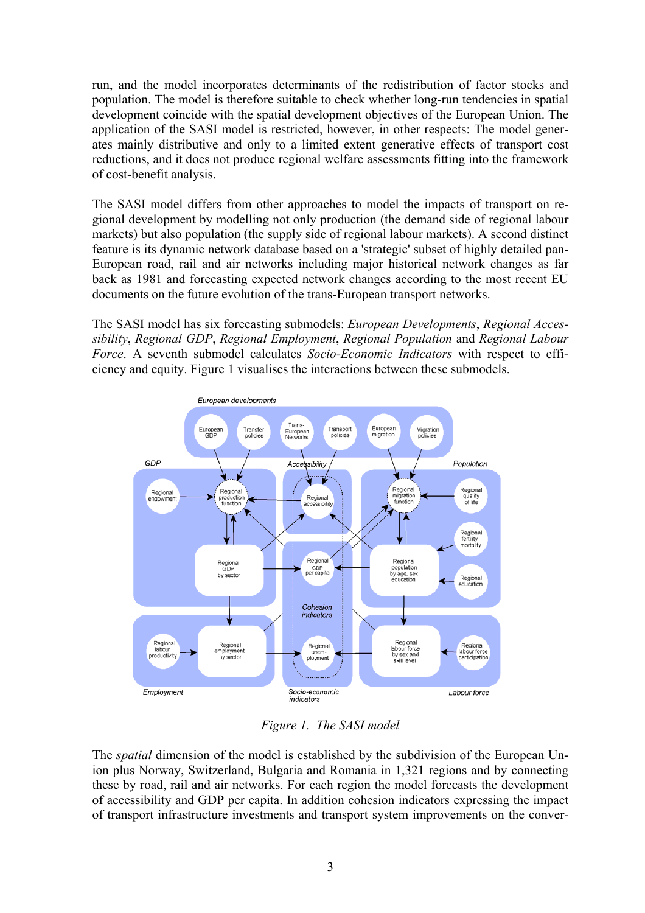run, and the model incorporates determinants of the redistribution of factor stocks and population. The model is therefore suitable to check whether long-run tendencies in spatial development coincide with the spatial development objectives of the European Union. The application of the SASI model is restricted, however, in other respects: The model generates mainly distributive and only to a limited extent generative effects of transport cost reductions, and it does not produce regional welfare assessments fitting into the framework of cost-benefit analysis.

The SASI model differs from other approaches to model the impacts of transport on regional development by modelling not only production (the demand side of regional labour markets) but also population (the supply side of regional labour markets). A second distinct feature is its dynamic network database based on a 'strategic' subset of highly detailed pan-European road, rail and air networks including major historical network changes as far back as 1981 and forecasting expected network changes according to the most recent EU documents on the future evolution of the trans-European transport networks.

The SASI model has six forecasting submodels: *European Developments*, *Regional Accessibility*, *Regional GDP*, *Regional Employment*, *Regional Population* and *Regional Labour Force*. A seventh submodel calculates *Socio-Economic Indicators* with respect to efficiency and equity. Figure 1 visualises the interactions between these submodels.

*Figure 1. The SASI model*

The *spatial* dimension of the model is established by the subdivision of the European Union plus Norway, Switzerland, Bulgaria and Romania in 1,321 regions and by connecting these by road, rail and air networks. For each region the model forecasts the development of accessibility and GDP per capita. In addition cohesion indicators expressing the impact of transport infrastructure investments and transport system improvements on the conver-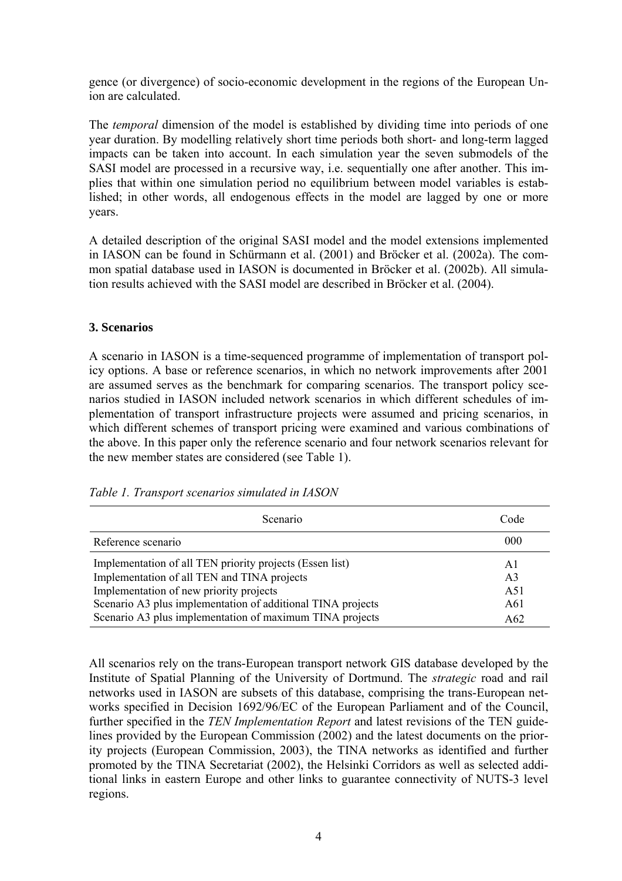gence (or divergence) of socio-economic development in the regions of the European Union are calculated.

The *temporal* dimension of the model is established by dividing time into periods of one year duration. By modelling relatively short time periods both short- and long-term lagged impacts can be taken into account. In each simulation year the seven submodels of the SASI model are processed in a recursive way, i.e. sequentially one after another. This implies that within one simulation period no equilibrium between model variables is established; in other words, all endogenous effects in the model are lagged by one or more years.

A detailed description of the original SASI model and the model extensions implemented in IASON can be found in Schürmann et al. (2001) and Bröcker et al. (2002a). The common spatial database used in IASON is documented in Bröcker et al. (2002b). All simulation results achieved with the SASI model are described in Bröcker et al. (2004).

### 3. Scenarios

A scenario in IASON is a time-sequenced programme of implementation of transport policy options. A base or reference scenarios, in which no network improvements after 2001 are assumed serves as the benchmark for comparing scenarios. The transport policy scenarios studied in IASON included network scenarios in which different schedules of implementation of transport infrastructure projects were assumed and pricing scenarios, in which different schemes of transport pricing were examined and various combinations of the above. In this paper only the reference scenario and four network scenarios relevant for the new member states are considered (see Table 1).

*Table 1. Transport scenarios simulated in IASON*

| Scenario | Code |
|---|---|
| Reference scenario | 000 |
| Implementation of all TEN priority projects (Essen list) | A1 |
| Implementation of all TEN and TINA projects | A3 |
| Implementation of new priority projects | A51 |
| Scenario A3 plus implementation of additional TINA projects | A61 |
| Scenario A3 plus implementation of maximum TINA projects | A62 |

All scenarios rely on the trans-European transport network GIS database developed by the Institute of Spatial Planning of the University of Dortmund. The *strategic* road and rail networks used in IASON are subsets of this database, comprising the trans-European networks specified in Decision 1692/96/EC of the European Parliament and of the Council, further specified in the *TEN Implementation Report* and latest revisions of the TEN guidelines provided by the European Commission (2002) and the latest documents on the priority projects (European Commission, 2003), the TINA networks as identified and further promoted by the TINA Secretariat (2002), the Helsinki Corridors as well as selected additional links in eastern Europe and other links to guarantee connectivity of NUTS-3 level regions.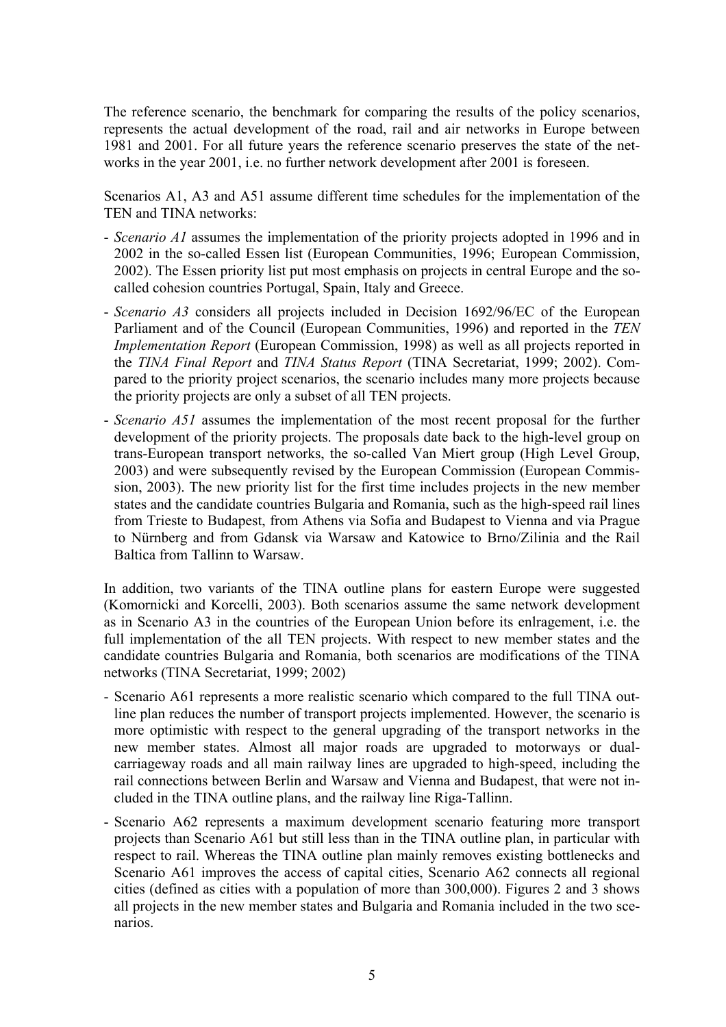The reference scenario, the benchmark for comparing the results of the policy scenarios, represents the actual development of the road, rail and air networks in Europe between 1981 and 2001. For all future years the reference scenario preserves the state of the networks in the year 2001, i.e. no further network development after 2001 is foreseen.

Scenarios A1, A3 and A51 assume different time schedules for the implementation of the TEN and TINA networks:

- *Scenario A1* assumes the implementation of the priority projects adopted in 1996 and in 2002 in the so-called Essen list (European Communities, 1996; European Commission, 2002). The Essen priority list put most emphasis on projects in central Europe and the so-called cohesion countries Portugal, Spain, Italy and Greece.
- *Scenario A3* considers all projects included in Decision 1692/96/EC of the European Parliament and of the Council (European Communities, 1996) and reported in the *TEN Implementation Report* (European Commission, 1998) as well as all projects reported in the *TINA Final Report* and *TINA Status Report* (TINA Secretariat, 1999; 2002). Compared to the priority project scenarios, the scenario includes many more projects because the priority projects are only a subset of all TEN projects.
- *Scenario A51* assumes the implementation of the most recent proposal for the further development of the priority projects. The proposals date back to the high-level group on trans-European transport networks, the so-called Van Miert group (High Level Group, 2003) and were subsequently revised by the European Commission (European Commission, 2003). The new priority list for the first time includes projects in the new member states and the candidate countries Bulgaria and Romania, such as the high-speed rail lines from Trieste to Budapest, from Athens via Sofia and Budapest to Vienna and via Prague to Nürnberg and from Gdansk via Warsaw and Katowice to Brno/Zilinia and the Rail Baltica from Tallinn to Warsaw.

In addition, two variants of the TINA outline plans for eastern Europe were suggested (Komornicki and Korcelli, 2003). Both scenarios assume the same network development as in Scenario A3 in the countries of the European Union before its enlragement, i.e. the full implementation of the all TEN projects. With respect to new member states and the candidate countries Bulgaria and Romania, both scenarios are modifications of the TINA networks (TINA Secretariat, 1999; 2002)

- Scenario A61 represents a more realistic scenario which compared to the full TINA outline plan reduces the number of transport projects implemented. However, the scenario is more optimistic with respect to the general upgrading of the transport networks in the new member states. Almost all major roads are upgraded to motorways or dual-carriageway roads and all main railway lines are upgraded to high-speed, including the rail connections between Berlin and Warsaw and Vienna and Budapest, that were not included in the TINA outline plans, and the railway line Riga-Tallinn.
- Scenario A62 represents a maximum development scenario featuring more transport projects than Scenario A61 but still less than in the TINA outline plan, in particular with respect to rail. Whereas the TINA outline plan mainly removes existing bottlenecks and Scenario A61 improves the access of capital cities, Scenario A62 connects all regional cities (defined as cities with a population of more than 300,000). Figures 2 and 3 shows all projects in the new member states and Bulgaria and Romania included in the two scenarios.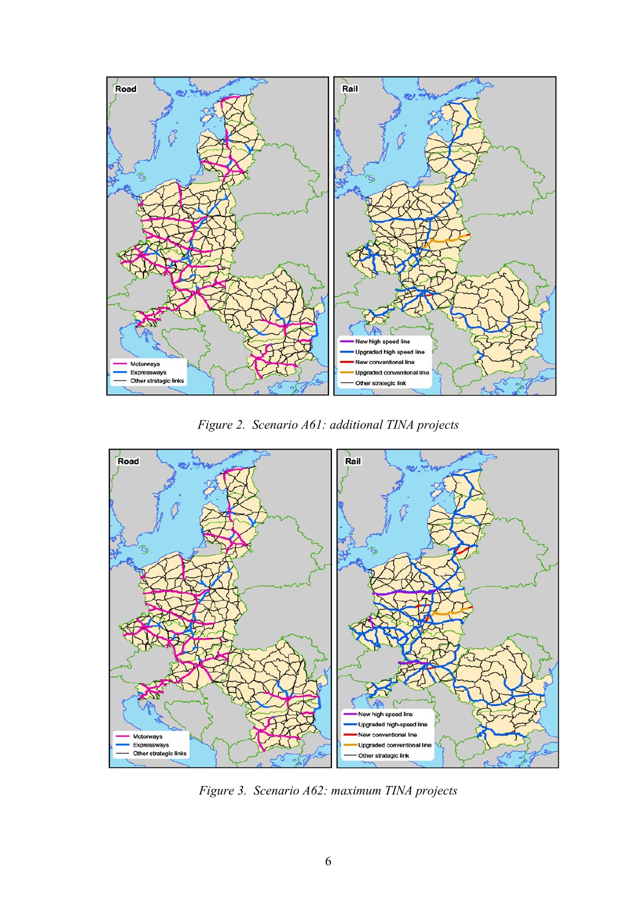*Figure 2. Scenario A61: additional TINA projects*

*Figure 3. Scenario A62: maximum TINA projects*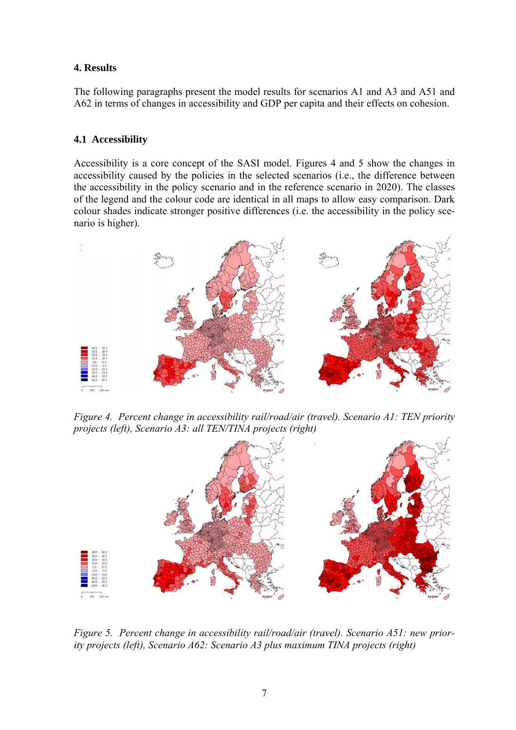## 4. Results

The following paragraphs present the model results for scenarios A1 and A3 and A51 and A62 in terms of changes in accessibility and GDP per capita and their effects on cohesion.

### 4.1 Accessibility

Accessibility is a core concept of the SASI model. Figures 4 and 5 show the changes in accessibility caused by the policies in the selected scenarios (i.e., the difference between the accessibility in the policy scenario and in the reference scenario in 2020). The classes of the legend and the colour code are identical in all maps to allow easy comparison. Dark colour shades indicate stronger positive differences (i.e. the accessibility in the policy scenario is higher).

*Figure 4. Percent change in accessibility rail/road/air (travel). Scenario A1: TEN priority projects (left), Scenario A3: all TEN/TINA projects (right)*

*Figure 5. Percent change in accessibility rail/road/air (travel). Scenario A51: new priority projects (left), Scenario A62: Scenario A3 plus maximum TINA projects (right)*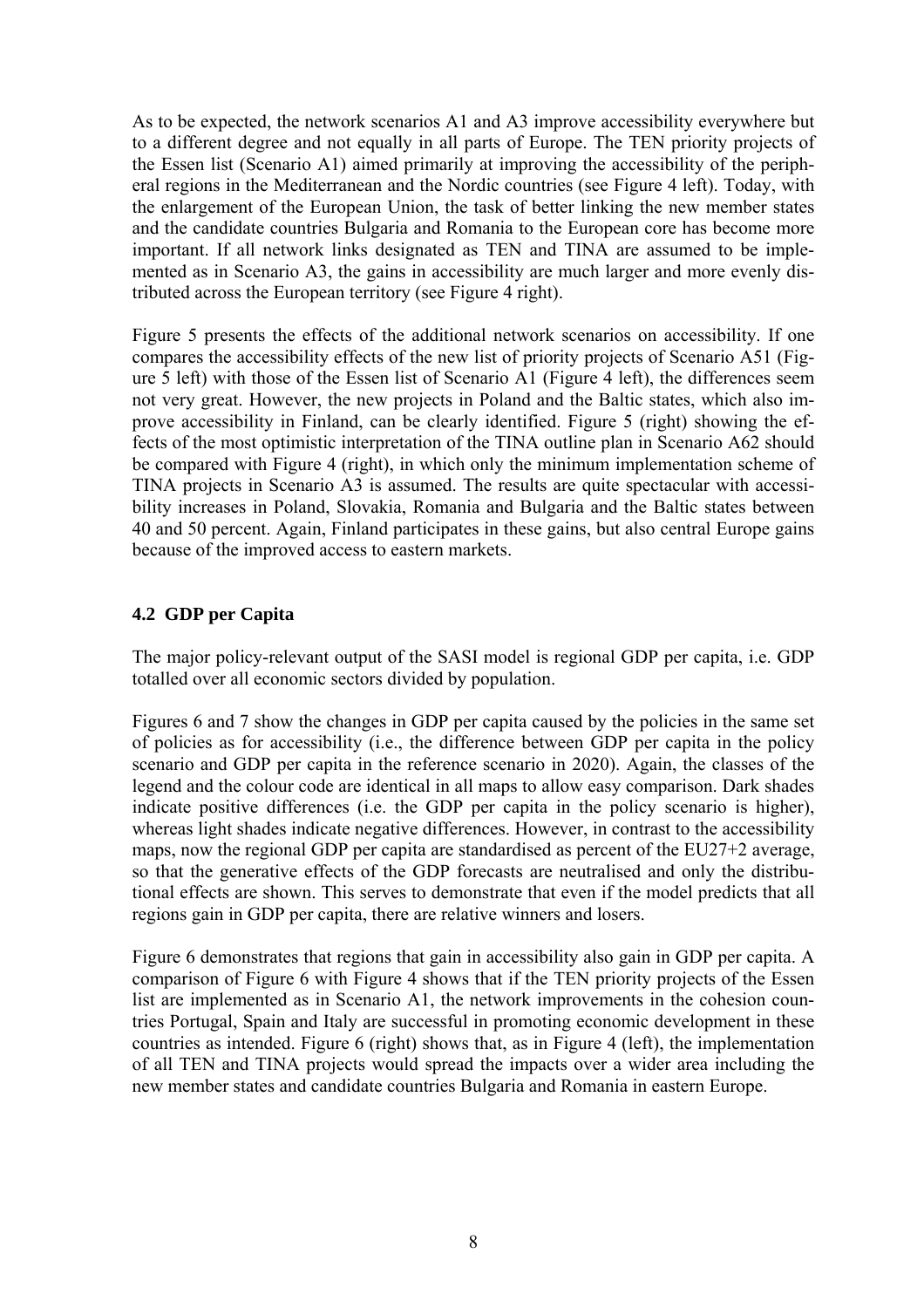As to be expected, the network scenarios A1 and A3 improve accessibility everywhere but to a different degree and not equally in all parts of Europe. The TEN priority projects of the Essen list (Scenario A1) aimed primarily at improving the accessibility of the peripheral regions in the Mediterranean and the Nordic countries (see Figure 4 left). Today, with the enlargement of the European Union, the task of better linking the new member states and the candidate countries Bulgaria and Romania to the European core has become more important. If all network links designated as TEN and TINA are assumed to be implemented as in Scenario A3, the gains in accessibility are much larger and more evenly distributed across the European territory (see Figure 4 right).

Figure 5 presents the effects of the additional network scenarios on accessibility. If one compares the accessibility effects of the new list of priority projects of Scenario A51 (Figure 5 left) with those of the Essen list of Scenario A1 (Figure 4 left), the differences seem not very great. However, the new projects in Poland and the Baltic states, which also improve accessibility in Finland, can be clearly identified. Figure 5 (right) showing the effects of the most optimistic interpretation of the TINA outline plan in Scenario A62 should be compared with Figure 4 (right), in which only the minimum implementation scheme of TINA projects in Scenario A3 is assumed. The results are quite spectacular with accessibility increases in Poland, Slovakia, Romania and Bulgaria and the Baltic states between 40 and 50 percent. Again, Finland participates in these gains, but also central Europe gains because of the improved access to eastern markets.

## 4.2 GDP per Capita

The major policy-relevant output of the SASI model is regional GDP per capita, i.e. GDP totalled over all economic sectors divided by population.

Figures 6 and 7 show the changes in GDP per capita caused by the policies in the same set of policies as for accessibility (i.e., the difference between GDP per capita in the policy scenario and GDP per capita in the reference scenario in 2020). Again, the classes of the legend and the colour code are identical in all maps to allow easy comparison. Dark shades indicate positive differences (i.e. the GDP per capita in the policy scenario is higher), whereas light shades indicate negative differences. However, in contrast to the accessibility maps, now the regional GDP per capita are standardised as percent of the EU27+2 average, so that the generative effects of the GDP forecasts are neutralised and only the distributional effects are shown. This serves to demonstrate that even if the model predicts that all regions gain in GDP per capita, there are relative winners and losers.

Figure 6 demonstrates that regions that gain in accessibility also gain in GDP per capita. A comparison of Figure 6 with Figure 4 shows that if the TEN priority projects of the Essen list are implemented as in Scenario A1, the network improvements in the cohesion countries Portugal, Spain and Italy are successful in promoting economic development in these countries as intended. Figure 6 (right) shows that, as in Figure 4 (left), the implementation of all TEN and TINA projects would spread the impacts over a wider area including the new member states and candidate countries Bulgaria and Romania in eastern Europe.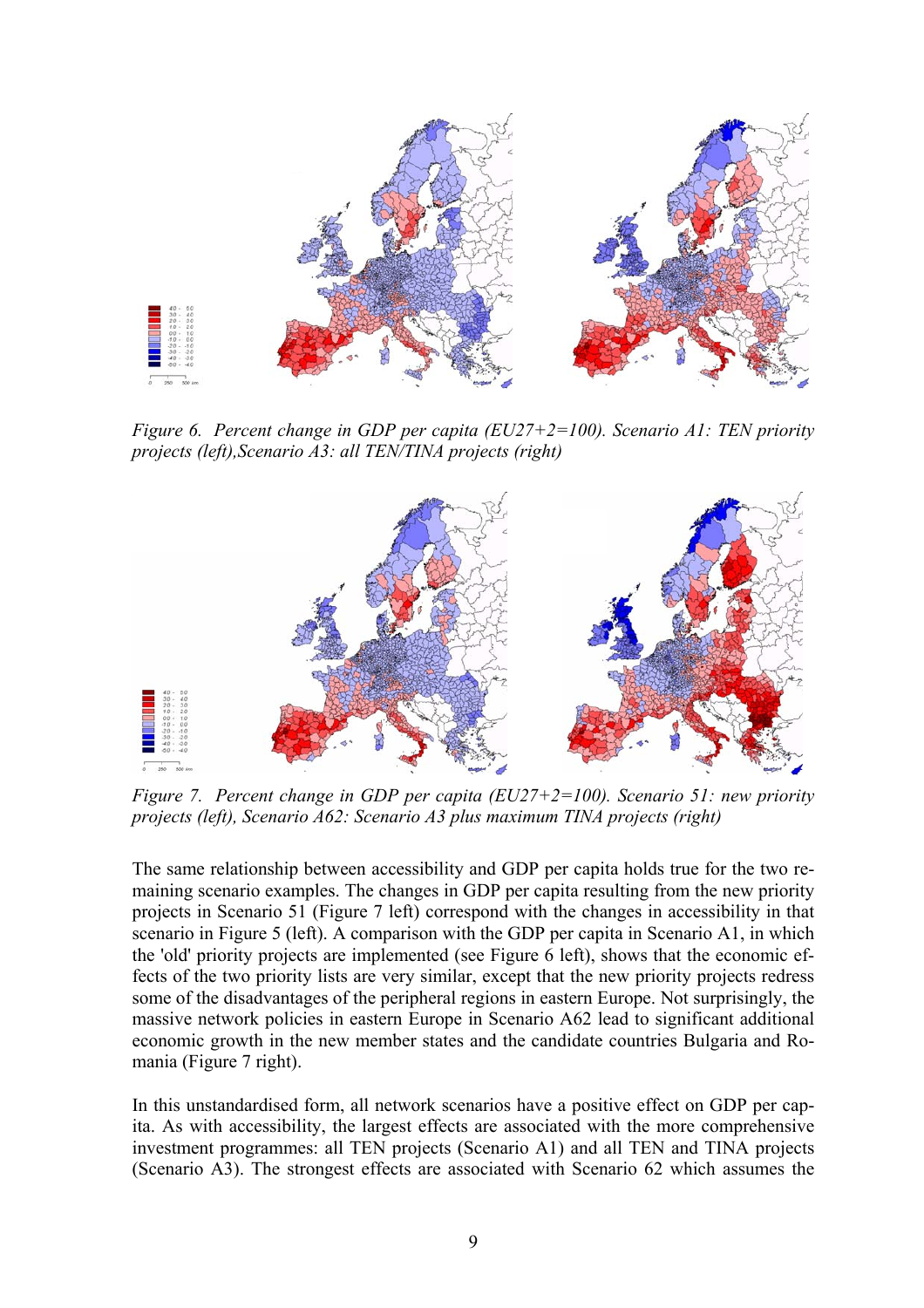*Figure 6. Percent change in GDP per capita (EU27+2=100). Scenario A1: TEN priority projects (left),Scenario A3: all TEN/TINA projects (right)*

*Figure 7. Percent change in GDP per capita (EU27+2=100). Scenario 51: new priority projects (left), Scenario A62: Scenario A3 plus maximum TINA projects (right)*

The same relationship between accessibility and GDP per capita holds true for the two remaining scenario examples. The changes in GDP per capita resulting from the new priority projects in Scenario 51 (Figure 7 left) correspond with the changes in accessibility in that scenario in Figure 5 (left). A comparison with the GDP per capita in Scenario A1, in which the 'old' priority projects are implemented (see Figure 6 left), shows that the economic effects of the two priority lists are very similar, except that the new priority projects redress some of the disadvantages of the peripheral regions in eastern Europe. Not surprisingly, the massive network policies in eastern Europe in Scenario A62 lead to significant additional economic growth in the new member states and the candidate countries Bulgaria and Romania (Figure 7 right).

In this unstandardised form, all network scenarios have a positive effect on GDP per capita. As with accessibility, the largest effects are associated with the more comprehensive investment programmes: all TEN projects (Scenario A1) and all TEN and TINA projects (Scenario A3). The strongest effects are associated with Scenario 62 which assumes the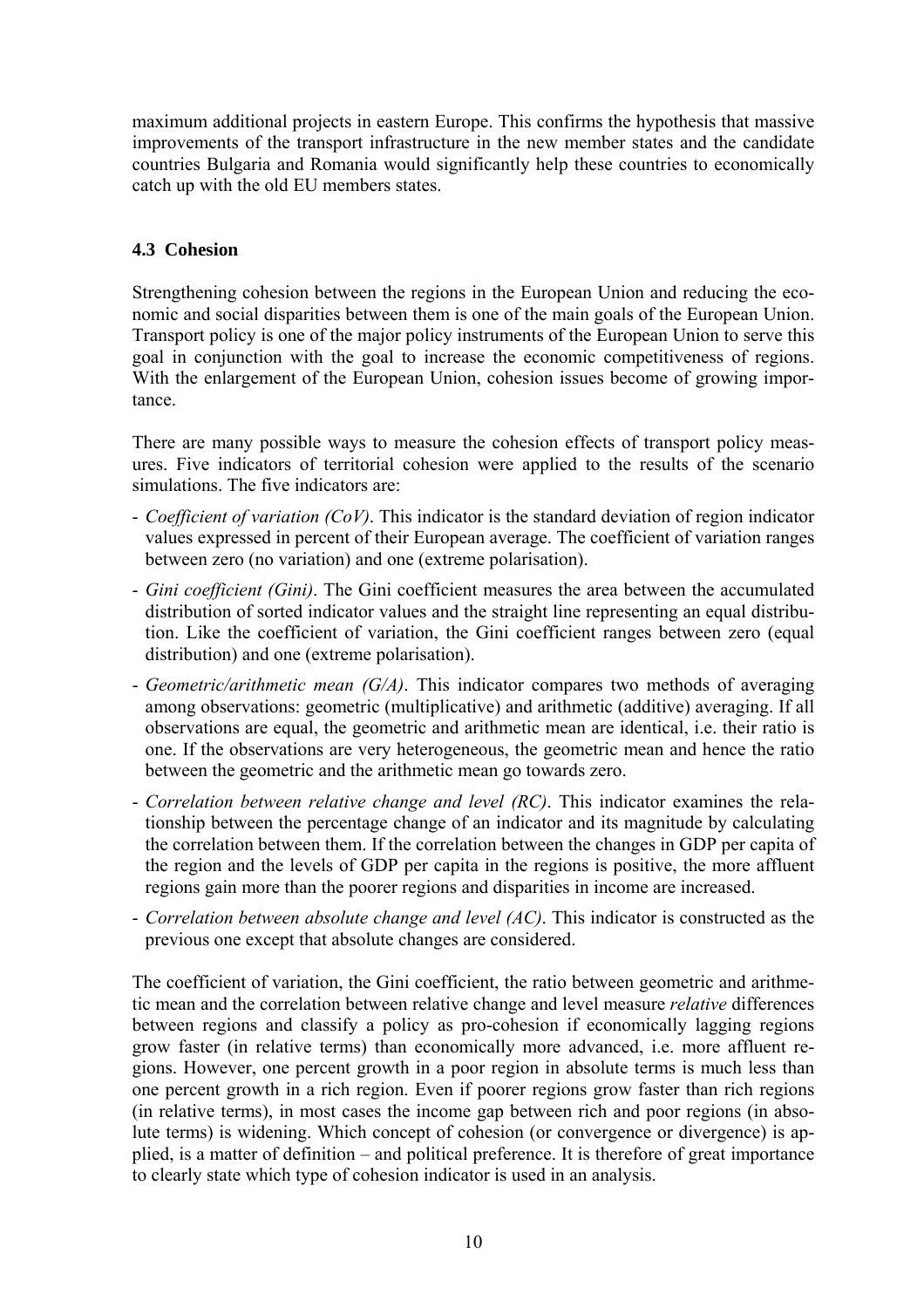maximum additional projects in eastern Europe. This confirms the hypothesis that massive improvements of the transport infrastructure in the new member states and the candidate countries Bulgaria and Romania would significantly help these countries to economically catch up with the old EU members states.

### 4.3 Cohesion

Strengthening cohesion between the regions in the European Union and reducing the economic and social disparities between them is one of the main goals of the European Union. Transport policy is one of the major policy instruments of the European Union to serve this goal in conjunction with the goal to increase the economic competitiveness of regions. With the enlargement of the European Union, cohesion issues become of growing importance.

There are many possible ways to measure the cohesion effects of transport policy measures. Five indicators of territorial cohesion were applied to the results of the scenario simulations. The five indicators are:

- *Coefficient of variation (CoV)*. This indicator is the standard deviation of region indicator values expressed in percent of their European average. The coefficient of variation ranges between zero (no variation) and one (extreme polarisation).
- *Gini coefficient (Gini)*. The Gini coefficient measures the area between the accumulated distribution of sorted indicator values and the straight line representing an equal distribution. Like the coefficient of variation, the Gini coefficient ranges between zero (equal distribution) and one (extreme polarisation).
- *Geometric/arithmetic mean (G/A)*. This indicator compares two methods of averaging among observations: geometric (multiplicative) and arithmetic (additive) averaging. If all observations are equal, the geometric and arithmetic mean are identical, i.e. their ratio is one. If the observations are very heterogeneous, the geometric mean and hence the ratio between the geometric and the arithmetic mean go towards zero.
- *Correlation between relative change and level (RC)*. This indicator examines the relationship between the percentage change of an indicator and its magnitude by calculating the correlation between them. If the correlation between the changes in GDP per capita of the region and the levels of GDP per capita in the regions is positive, the more affluent regions gain more than the poorer regions and disparities in income are increased.
- *Correlation between absolute change and level (AC)*. This indicator is constructed as the previous one except that absolute changes are considered.

The coefficient of variation, the Gini coefficient, the ratio between geometric and arithmetic mean and the correlation between relative change and level measure *relative* differences between regions and classify a policy as pro-cohesion if economically lagging regions grow faster (in relative terms) than economically more advanced, i.e. more affluent regions. However, one percent growth in a poor region in absolute terms is much less than one percent growth in a rich region. Even if poorer regions grow faster than rich regions (in relative terms), in most cases the income gap between rich and poor regions (in absolute terms) is widening. Which concept of cohesion (or convergence or divergence) is applied, is a matter of definition – and political preference. It is therefore of great importance to clearly state which type of cohesion indicator is used in an analysis.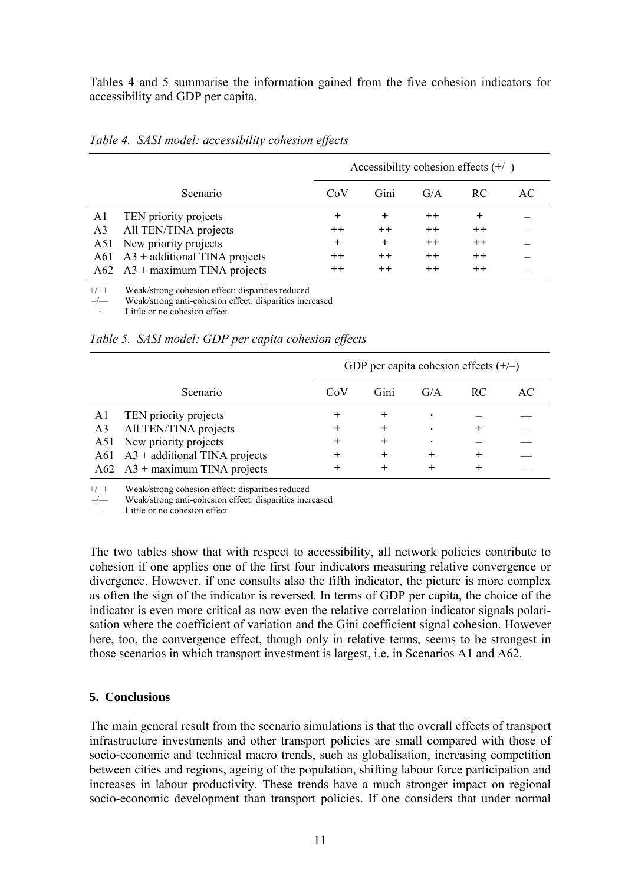Tables 4 and 5 summarise the information gained from the five cohesion indicators for accessibility and GDP per capita.

*Table 4. SASI model: accessibility cohesion effects*

| | Scenario | Accessibility cohesion effects (+/–) | | | | |
|---|---|---|---|---|---|---|
| | | CoV | Gini | G/A | RC | AC |
| A1 | TEN priority projects | + | + | ++ | + | – |
| A3 | All TEN/TINA projects | ++ | ++ | ++ | ++ | – |
| A51 | New priority projects | + | + | ++ | ++ | – |
| A61 | A3 + additional TINA projects | ++ | ++ | ++ | ++ | – |
| A62 | A3 + maximum TINA projects | ++ | ++ | ++ | ++ | – |

+/++ Weak/strong cohesion effect: disparities reduced
–/— Weak/strong anti-cohesion effect: disparities increased
· Little or no cohesion effect

*Table 5. SASI model: GDP per capita cohesion effects*

| | Scenario | GDP per capita cohesion effects (+/–) | | | | |
|---|---|---|---|---|---|---|
| | | CoV | Gini | G/A | RC | AC |
| A1 | TEN priority projects | + | + | · | – | — |
| A3 | All TEN/TINA projects | + | + | · | + | — |
| A51 | New priority projects | + | + | · | – | — |
| A61 | A3 + additional TINA projects | + | + | + | + | — |
| A62 | A3 + maximum TINA projects | + | + | + | + | — |

+/++ Weak/strong cohesion effect: disparities reduced
–/— Weak/strong anti-cohesion effect: disparities increased
· Little or no cohesion effect

The two tables show that with respect to accessibility, all network policies contribute to cohesion if one applies one of the first four indicators measuring relative convergence or divergence. However, if one consults also the fifth indicator, the picture is more complex as often the sign of the indicator is reversed. In terms of GDP per capita, the choice of the indicator is even more critical as now even the relative correlation indicator signals polarisation where the coefficient of variation and the Gini coefficient signal cohesion. However here, too, the convergence effect, though only in relative terms, seems to be strongest in those scenarios in which transport investment is largest, i.e. in Scenarios A1 and A62.

## 5. Conclusions

The main general result from the scenario simulations is that the overall effects of transport infrastructure investments and other transport policies are small compared with those of socio-economic and technical macro trends, such as globalisation, increasing competition between cities and regions, ageing of the population, shifting labour force participation and increases in labour productivity. These trends have a much stronger impact on regional socio-economic development than transport policies. If one considers that under normal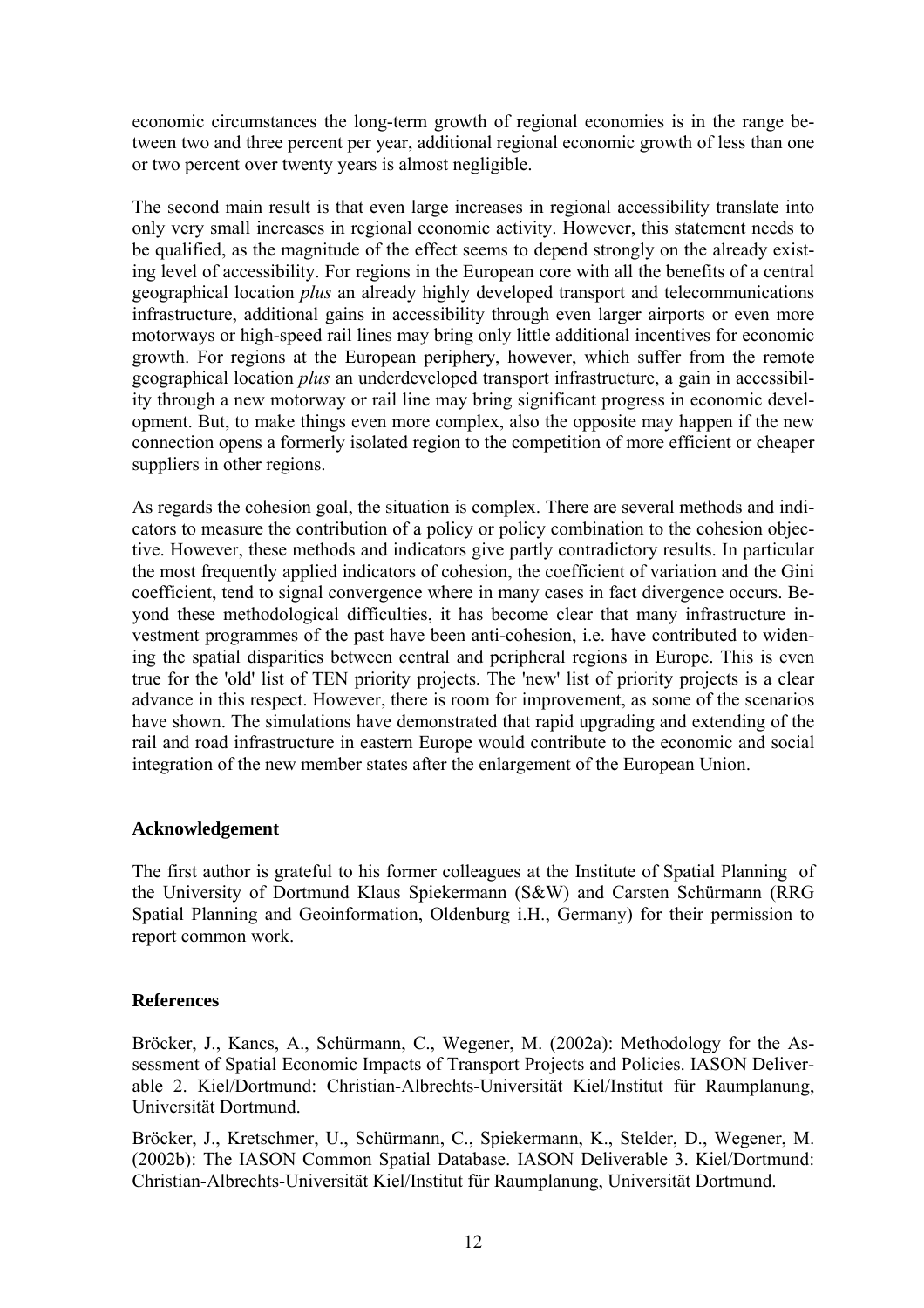economic circumstances the long-term growth of regional economies is in the range between two and three percent per year, additional regional economic growth of less than one or two percent over twenty years is almost negligible.

The second main result is that even large increases in regional accessibility translate into only very small increases in regional economic activity. However, this statement needs to be qualified, as the magnitude of the effect seems to depend strongly on the already existing level of accessibility. For regions in the European core with all the benefits of a central geographical location *plus* an already highly developed transport and telecommunications infrastructure, additional gains in accessibility through even larger airports or even more motorways or high-speed rail lines may bring only little additional incentives for economic growth. For regions at the European periphery, however, which suffer from the remote geographical location *plus* an underdeveloped transport infrastructure, a gain in accessibility through a new motorway or rail line may bring significant progress in economic development. But, to make things even more complex, also the opposite may happen if the new connection opens a formerly isolated region to the competition of more efficient or cheaper suppliers in other regions.

As regards the cohesion goal, the situation is complex. There are several methods and indicators to measure the contribution of a policy or policy combination to the cohesion objective. However, these methods and indicators give partly contradictory results. In particular the most frequently applied indicators of cohesion, the coefficient of variation and the Gini coefficient, tend to signal convergence where in many cases in fact divergence occurs. Beyond these methodological difficulties, it has become clear that many infrastructure investment programmes of the past have been anti-cohesion, i.e. have contributed to widening the spatial disparities between central and peripheral regions in Europe. This is even true for the 'old' list of TEN priority projects. The 'new' list of priority projects is a clear advance in this respect. However, there is room for improvement, as some of the scenarios have shown. The simulations have demonstrated that rapid upgrading and extending of the rail and road infrastructure in eastern Europe would contribute to the economic and social integration of the new member states after the enlargement of the European Union.

## Acknowledgement

The first author is grateful to his former colleagues at the Institute of Spatial Planning of the University of Dortmund Klaus Spiekermann (S&W) and Carsten Schürmann (RRG Spatial Planning and Geoinformation, Oldenburg i.H., Germany) for their permission to report common work.

## References

Bröcker, J., Kancs, A., Schürmann, C., Wegener, M. (2002a): Methodology for the Assessment of Spatial Economic Impacts of Transport Projects and Policies. IASON Deliverable 2. Kiel/Dortmund: Christian-Albrechts-Universität Kiel/Institut für Raumplanung, Universität Dortmund.

Bröcker, J., Kretschmer, U., Schürmann, C., Spiekermann, K., Stelder, D., Wegener, M. (2002b): The IASON Common Spatial Database. IASON Deliverable 3. Kiel/Dortmund: Christian-Albrechts-Universität Kiel/Institut für Raumplanung, Universität Dortmund.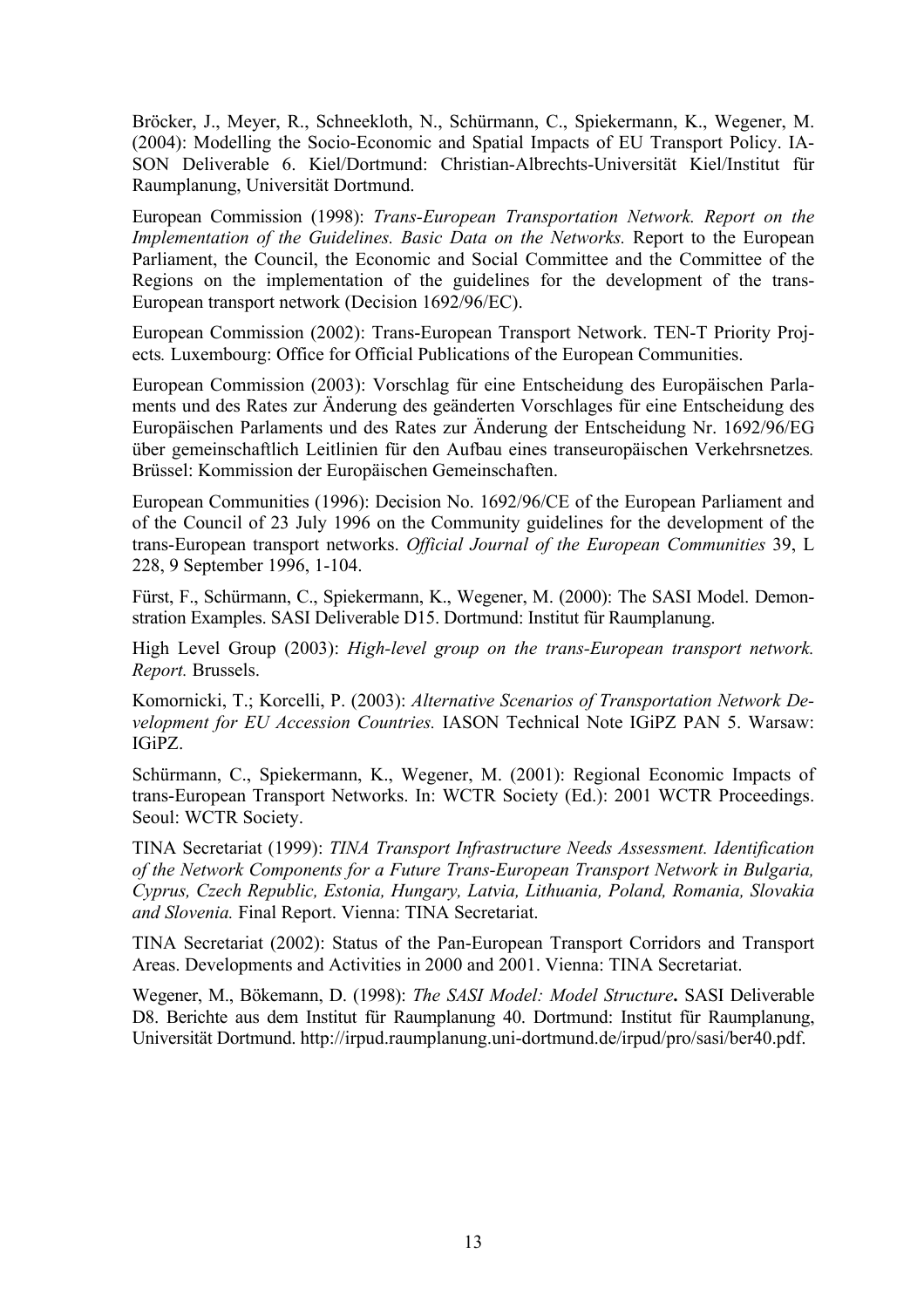Bröcker, J., Meyer, R., Schneekloth, N., Schürmann, C., Spiekermann, K., Wegener, M. (2004): Modelling the Socio-Economic and Spatial Impacts of EU Transport Policy. IASON Deliverable 6. Kiel/Dortmund: Christian-Albrechts-Universität Kiel/Institut für Raumplanung, Universität Dortmund.

European Commission (1998): *Trans-European Transportation Network. Report on the Implementation of the Guidelines. Basic Data on the Networks.* Report to the European Parliament, the Council, the Economic and Social Committee and the Committee of the Regions on the implementation of the guidelines for the development of the trans-European transport network (Decision 1692/96/EC).

European Commission (2002): Trans-European Transport Network. TEN-T Priority Projects*.* Luxembourg: Office for Official Publications of the European Communities.

European Commission (2003): Vorschlag für eine Entscheidung des Europäischen Parlaments und des Rates zur Änderung des geänderten Vorschlages für eine Entscheidung des Europäischen Parlaments und des Rates zur Änderung der Entscheidung Nr. 1692/96/EG über gemeinschaftlich Leitlinien für den Aufbau eines transeuropäischen Verkehrsnetzes*.* Brüssel: Kommission der Europäischen Gemeinschaften.

European Communities (1996): Decision No. 1692/96/CE of the European Parliament and of the Council of 23 July 1996 on the Community guidelines for the development of the trans-European transport networks. *Official Journal of the European Communities* 39, L 228, 9 September 1996, 1-104.

Fürst, F., Schürmann, C., Spiekermann, K., Wegener, M. (2000): The SASI Model. Demonstration Examples. SASI Deliverable D15. Dortmund: Institut für Raumplanung.

High Level Group (2003): *High-level group on the trans-European transport network. Report.* Brussels.

Komornicki, T.; Korcelli, P. (2003): *Alternative Scenarios of Transportation Network Development for EU Accession Countries.* IASON Technical Note IGiPZ PAN 5. Warsaw: IGiPZ.

Schürmann, C., Spiekermann, K., Wegener, M. (2001): Regional Economic Impacts of trans-European Transport Networks. In: WCTR Society (Ed.): 2001 WCTR Proceedings. Seoul: WCTR Society.

TINA Secretariat (1999): *TINA Transport Infrastructure Needs Assessment. Identification of the Network Components for a Future Trans-European Transport Network in Bulgaria, Cyprus, Czech Republic, Estonia, Hungary, Latvia, Lithuania, Poland, Romania, Slovakia and Slovenia.* Final Report. Vienna: TINA Secretariat.

TINA Secretariat (2002): Status of the Pan-European Transport Corridors and Transport Areas. Developments and Activities in 2000 and 2001. Vienna: TINA Secretariat.

Wegener, M., Bökemann, D. (1998): *The SASI Model: Model Structure***.** SASI Deliverable D8. Berichte aus dem Institut für Raumplanung 40. Dortmund: Institut für Raumplanung, Universität Dortmund. http://irpud.raumplanung.uni-dortmund.de/irpud/pro/sasi/ber40.pdf.